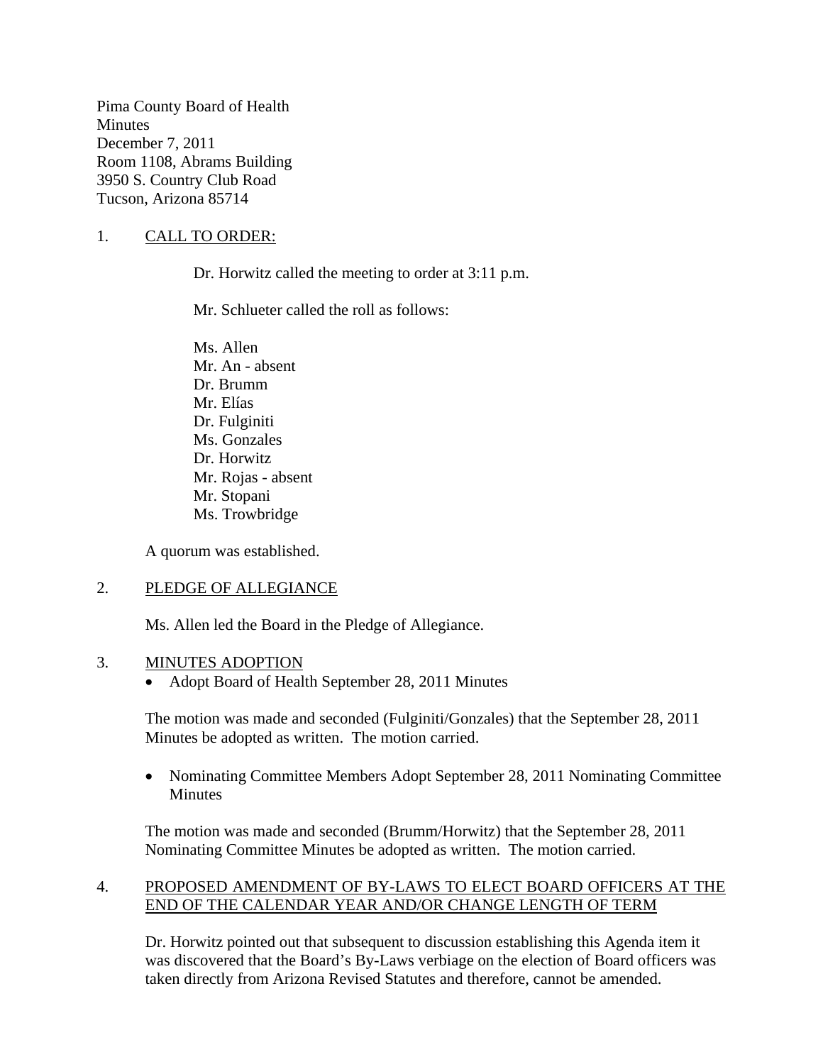Pima County Board of Health
Minutes
December 7, 2011
Room 1108, Abrams Building
3950 S. Country Club Road
Tucson, Arizona 85714

1. CALL TO ORDER:

Dr. Horwitz called the meeting to order at 3:11 p.m.

Mr. Schlueter called the roll as follows:

Ms. Allen
Mr. An - absent
Dr. Brumm
Mr. Elías
Dr. Fulginiti
Ms. Gonzales
Dr. Horwitz
Mr. Rojas - absent
Mr. Stopani
Ms. Trowbridge

A quorum was established.

2. PLEDGE OF ALLEGIANCE

Ms. Allen led the Board in the Pledge of Allegiance.

3. MINUTES ADOPTION

- Adopt Board of Health September 28, 2011 Minutes

The motion was made and seconded (Fulginiti/Gonzales) that the September 28, 2011 Minutes be adopted as written. The motion carried.

- Nominating Committee Members Adopt September 28, 2011 Nominating Committee Minutes

The motion was made and seconded (Brumm/Horwitz) that the September 28, 2011 Nominating Committee Minutes be adopted as written. The motion carried.

4. PROPOSED AMENDMENT OF BY-LAWS TO ELECT BOARD OFFICERS AT THE END OF THE CALENDAR YEAR AND/OR CHANGE LENGTH OF TERM

Dr. Horwitz pointed out that subsequent to discussion establishing this Agenda item it was discovered that the Board's By-Laws verbiage on the election of Board officers was taken directly from Arizona Revised Statutes and therefore, cannot be amended.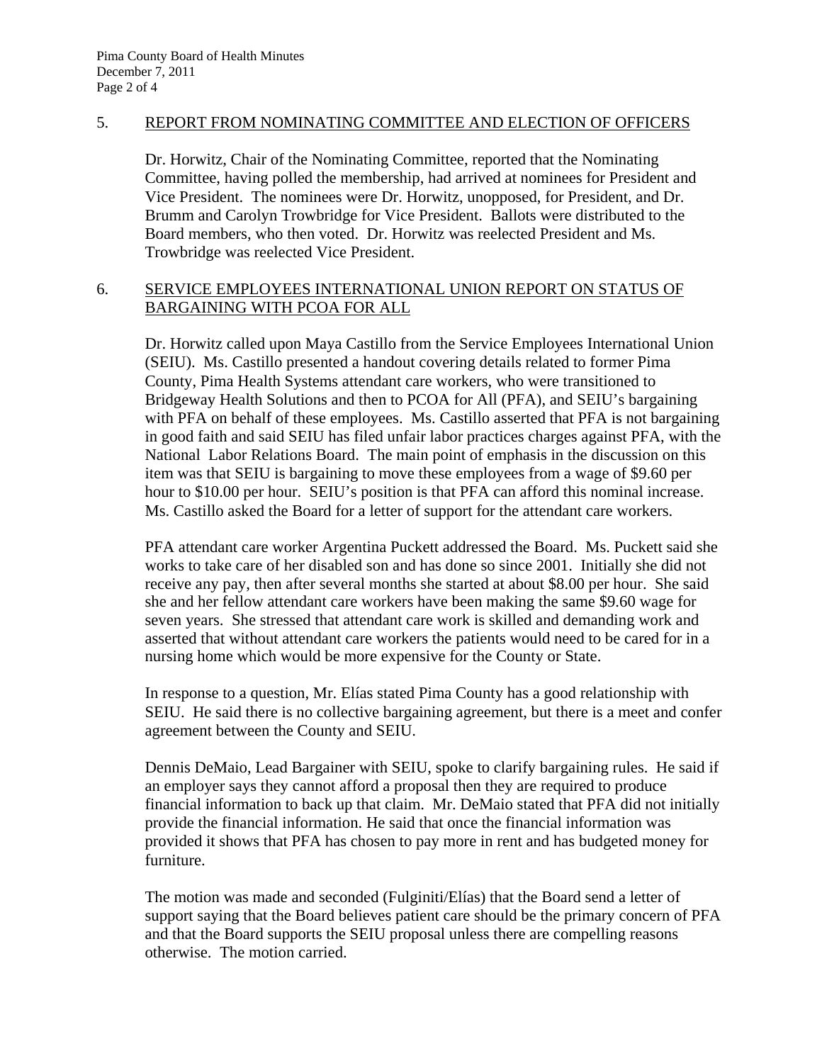5. REPORT FROM NOMINATING COMMITTEE AND ELECTION OF OFFICERS

Dr. Horwitz, Chair of the Nominating Committee, reported that the Nominating Committee, having polled the membership, had arrived at nominees for President and Vice President. The nominees were Dr. Horwitz, unopposed, for President, and Dr. Brumm and Carolyn Trowbridge for Vice President. Ballots were distributed to the Board members, who then voted. Dr. Horwitz was reelected President and Ms. Trowbridge was reelected Vice President.

6. SERVICE EMPLOYEES INTERNATIONAL UNION REPORT ON STATUS OF BARGAINING WITH PCOA FOR ALL

Dr. Horwitz called upon Maya Castillo from the Service Employees International Union (SEIU). Ms. Castillo presented a handout covering details related to former Pima County, Pima Health Systems attendant care workers, who were transitioned to Bridgeway Health Solutions and then to PCOA for All (PFA), and SEIU's bargaining with PFA on behalf of these employees. Ms. Castillo asserted that PFA is not bargaining in good faith and said SEIU has filed unfair labor practices charges against PFA, with the National Labor Relations Board. The main point of emphasis in the discussion on this item was that SEIU is bargaining to move these employees from a wage of $9.60 per hour to $10.00 per hour. SEIU's position is that PFA can afford this nominal increase. Ms. Castillo asked the Board for a letter of support for the attendant care workers.

PFA attendant care worker Argentina Puckett addressed the Board. Ms. Puckett said she works to take care of her disabled son and has done so since 2001. Initially she did not receive any pay, then after several months she started at about $8.00 per hour. She said she and her fellow attendant care workers have been making the same $9.60 wage for seven years. She stressed that attendant care work is skilled and demanding work and asserted that without attendant care workers the patients would need to be cared for in a nursing home which would be more expensive for the County or State.

In response to a question, Mr. Elías stated Pima County has a good relationship with SEIU. He said there is no collective bargaining agreement, but there is a meet and confer agreement between the County and SEIU.

Dennis DeMaio, Lead Bargainer with SEIU, spoke to clarify bargaining rules. He said if an employer says they cannot afford a proposal then they are required to produce financial information to back up that claim. Mr. DeMaio stated that PFA did not initially provide the financial information. He said that once the financial information was provided it shows that PFA has chosen to pay more in rent and has budgeted money for furniture.

The motion was made and seconded (Fulginiti/Elías) that the Board send a letter of support saying that the Board believes patient care should be the primary concern of PFA and that the Board supports the SEIU proposal unless there are compelling reasons otherwise. The motion carried.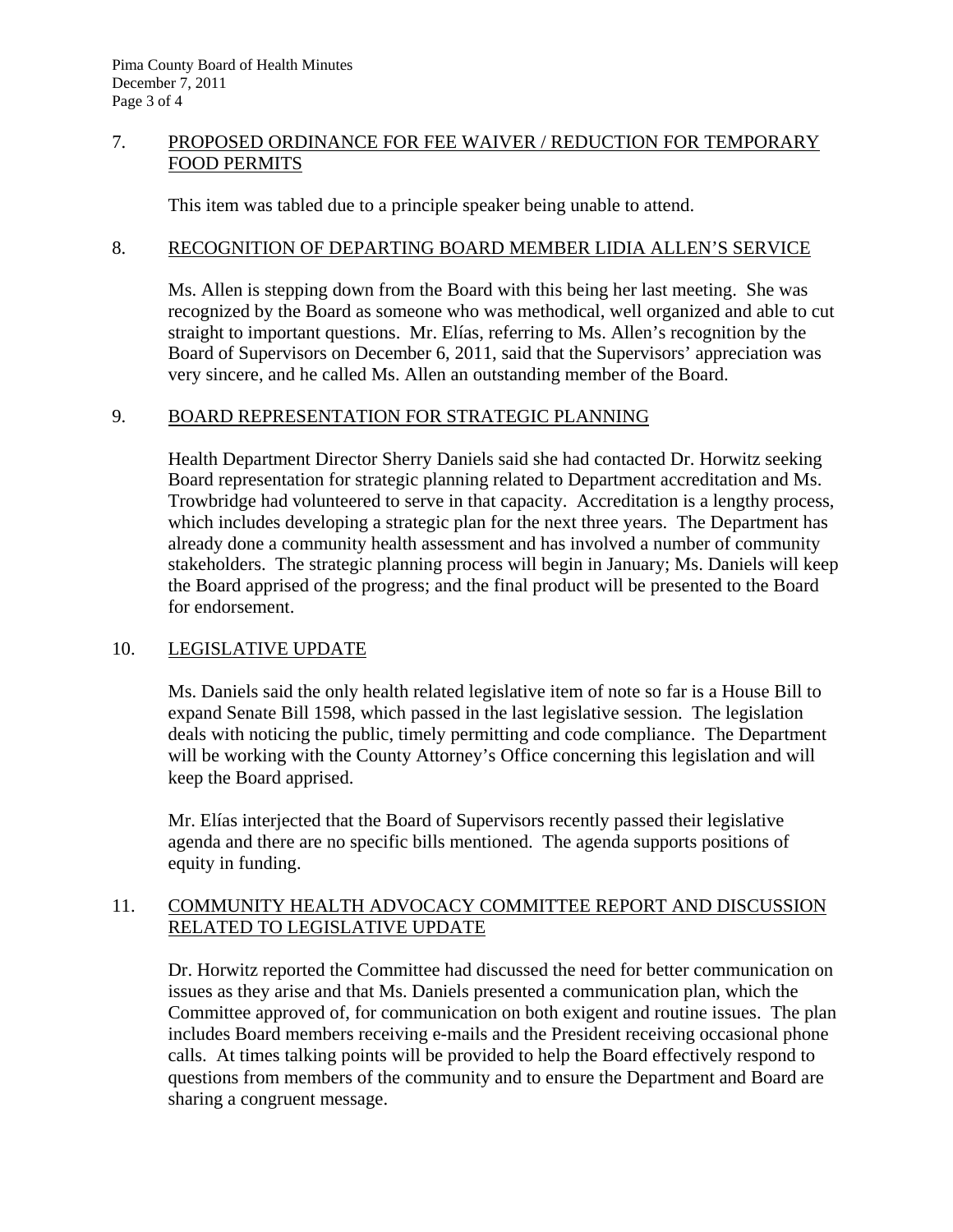7. PROPOSED ORDINANCE FOR FEE WAIVER / REDUCTION FOR TEMPORARY FOOD PERMITS

   This item was tabled due to a principle speaker being unable to attend.

8. RECOGNITION OF DEPARTING BOARD MEMBER LIDIA ALLEN'S SERVICE

   Ms. Allen is stepping down from the Board with this being her last meeting. She was recognized by the Board as someone who was methodical, well organized and able to cut straight to important questions. Mr. Elías, referring to Ms. Allen's recognition by the Board of Supervisors on December 6, 2011, said that the Supervisors' appreciation was very sincere, and he called Ms. Allen an outstanding member of the Board.

9. BOARD REPRESENTATION FOR STRATEGIC PLANNING

   Health Department Director Sherry Daniels said she had contacted Dr. Horwitz seeking Board representation for strategic planning related to Department accreditation and Ms. Trowbridge had volunteered to serve in that capacity. Accreditation is a lengthy process, which includes developing a strategic plan for the next three years. The Department has already done a community health assessment and has involved a number of community stakeholders. The strategic planning process will begin in January; Ms. Daniels will keep the Board apprised of the progress; and the final product will be presented to the Board for endorsement.

10. LEGISLATIVE UPDATE

   Ms. Daniels said the only health related legislative item of note so far is a House Bill to expand Senate Bill 1598, which passed in the last legislative session. The legislation deals with noticing the public, timely permitting and code compliance. The Department will be working with the County Attorney's Office concerning this legislation and will keep the Board apprised.

   Mr. Elías interjected that the Board of Supervisors recently passed their legislative agenda and there are no specific bills mentioned. The agenda supports positions of equity in funding.

11. COMMUNITY HEALTH ADVOCACY COMMITTEE REPORT AND DISCUSSION RELATED TO LEGISLATIVE UPDATE

   Dr. Horwitz reported the Committee had discussed the need for better communication on issues as they arise and that Ms. Daniels presented a communication plan, which the Committee approved of, for communication on both exigent and routine issues. The plan includes Board members receiving e-mails and the President receiving occasional phone calls. At times talking points will be provided to help the Board effectively respond to questions from members of the community and to ensure the Department and Board are sharing a congruent message.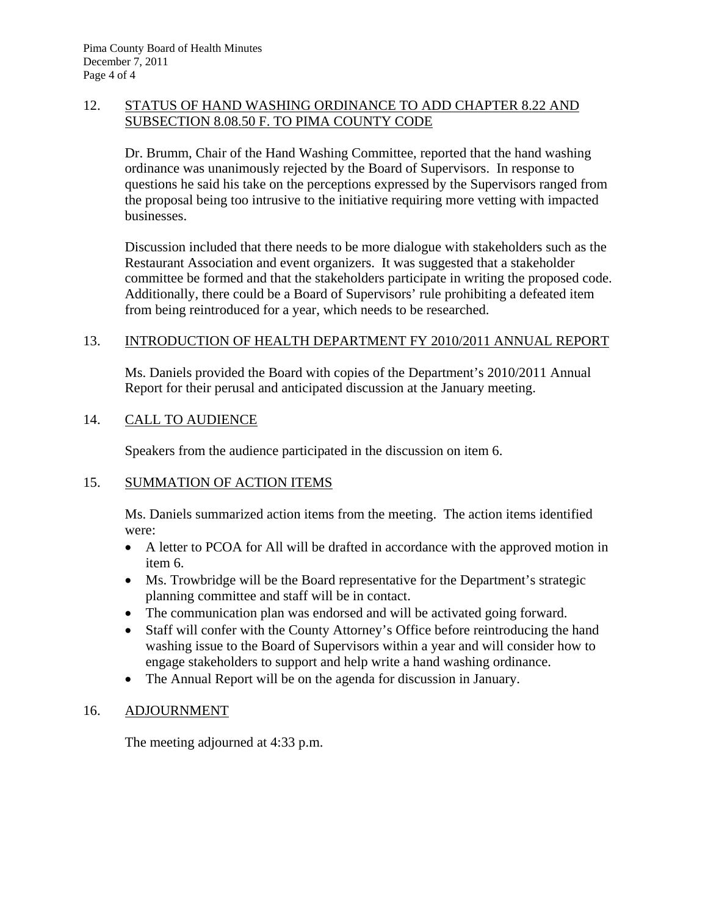12. STATUS OF HAND WASHING ORDINANCE TO ADD CHAPTER 8.22 AND SUBSECTION 8.08.50 F. TO PIMA COUNTY CODE

Dr. Brumm, Chair of the Hand Washing Committee, reported that the hand washing ordinance was unanimously rejected by the Board of Supervisors. In response to questions he said his take on the perceptions expressed by the Supervisors ranged from the proposal being too intrusive to the initiative requiring more vetting with impacted businesses.

Discussion included that there needs to be more dialogue with stakeholders such as the Restaurant Association and event organizers. It was suggested that a stakeholder committee be formed and that the stakeholders participate in writing the proposed code. Additionally, there could be a Board of Supervisors' rule prohibiting a defeated item from being reintroduced for a year, which needs to be researched.

13. INTRODUCTION OF HEALTH DEPARTMENT FY 2010/2011 ANNUAL REPORT

Ms. Daniels provided the Board with copies of the Department's 2010/2011 Annual Report for their perusal and anticipated discussion at the January meeting.

14. CALL TO AUDIENCE

Speakers from the audience participated in the discussion on item 6.

15. SUMMATION OF ACTION ITEMS

Ms. Daniels summarized action items from the meeting. The action items identified were:

- A letter to PCOA for All will be drafted in accordance with the approved motion in item 6.
- Ms. Trowbridge will be the Board representative for the Department's strategic planning committee and staff will be in contact.
- The communication plan was endorsed and will be activated going forward.
- Staff will confer with the County Attorney's Office before reintroducing the hand washing issue to the Board of Supervisors within a year and will consider how to engage stakeholders to support and help write a hand washing ordinance.
- The Annual Report will be on the agenda for discussion in January.

16. ADJOURNMENT

The meeting adjourned at 4:33 p.m.